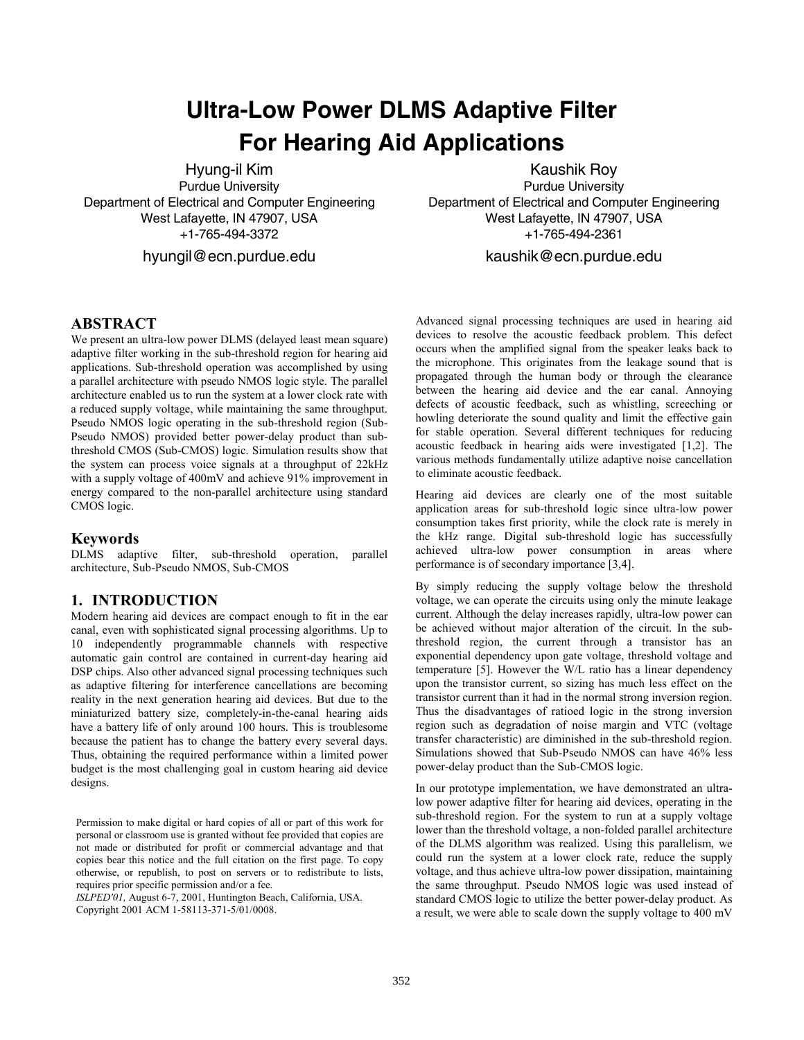# Ultra-Low Power DLMS Adaptive Filter For Hearing Aid Applications

Hyung-il Kim
Purdue University
Department of Electrical and Computer Engineering
West Lafayette, IN 47907, USA
+1-765-494-3372
hyungil@ecn.purdue.edu

Kaushik Roy
Purdue University
Department of Electrical and Computer Engineering
West Lafayette, IN 47907, USA
+1-765-494-2361
kaushik@ecn.purdue.edu

## ABSTRACT

We present an ultra-low power DLMS (delayed least mean square) adaptive filter working in the sub-threshold region for hearing aid applications. Sub-threshold operation was accomplished by using a parallel architecture with pseudo NMOS logic style. The parallel architecture enabled us to run the system at a lower clock rate with a reduced supply voltage, while maintaining the same throughput. Pseudo NMOS logic operating in the sub-threshold region (Sub-Pseudo NMOS) provided better power-delay product than sub-threshold CMOS (Sub-CMOS) logic. Simulation results show that the system can process voice signals at a throughput of 22kHz with a supply voltage of 400mV and achieve 91% improvement in energy compared to the non-parallel architecture using standard CMOS logic.

## Keywords

DLMS adaptive filter, sub-threshold operation, parallel architecture, Sub-Pseudo NMOS, Sub-CMOS

## 1. INTRODUCTION

Modern hearing aid devices are compact enough to fit in the ear canal, even with sophisticated signal processing algorithms. Up to 10 independently programmable channels with respective automatic gain control are contained in current-day hearing aid DSP chips. Also other advanced signal processing techniques such as adaptive filtering for interference cancellations are becoming reality in the next generation hearing aid devices. But due to the miniaturized battery size, completely-in-the-canal hearing aids have a battery life of only around 100 hours. This is troublesome because the patient has to change the battery every several days. Thus, obtaining the required performance within a limited power budget is the most challenging goal in custom hearing aid device designs.

Permission to make digital or hard copies of all or part of this work for personal or classroom use is granted without fee provided that copies are not made or distributed for profit or commercial advantage and that copies bear this notice and the full citation on the first page. To copy otherwise, or republish, to post on servers or to redistribute to lists, requires prior specific permission and/or a fee.
*ISLPED'01,* August 6-7, 2001, Huntington Beach, California, USA.
Copyright 2001 ACM 1-58113-371-5/01/0008.

Advanced signal processing techniques are used in hearing aid devices to resolve the acoustic feedback problem. This defect occurs when the amplified signal from the speaker leaks back to the microphone. This originates from the leakage sound that is propagated through the human body or through the clearance between the hearing aid device and the ear canal. Annoying defects of acoustic feedback, such as whistling, screeching or howling deteriorate the sound quality and limit the effective gain for stable operation. Several different techniques for reducing acoustic feedback in hearing aids were investigated [1,2]. The various methods fundamentally utilize adaptive noise cancellation to eliminate acoustic feedback.

Hearing aid devices are clearly one of the most suitable application areas for sub-threshold logic since ultra-low power consumption takes first priority, while the clock rate is merely in the kHz range. Digital sub-threshold logic has successfully achieved ultra-low power consumption in areas where performance is of secondary importance [3,4].

By simply reducing the supply voltage below the threshold voltage, we can operate the circuits using only the minute leakage current. Although the delay increases rapidly, ultra-low power can be achieved without major alteration of the circuit. In the sub-threshold region, the current through a transistor has an exponential dependency upon gate voltage, threshold voltage and temperature [5]. However the W/L ratio has a linear dependency upon the transistor current, so sizing has much less effect on the transistor current than it had in the normal strong inversion region. Thus the disadvantages of ratioed logic in the strong inversion region such as degradation of noise margin and VTC (voltage transfer characteristic) are diminished in the sub-threshold region. Simulations showed that Sub-Pseudo NMOS can have 46% less power-delay product than the Sub-CMOS logic.

In our prototype implementation, we have demonstrated an ultra-low power adaptive filter for hearing aid devices, operating in the sub-threshold region. For the system to run at a supply voltage lower than the threshold voltage, a non-folded parallel architecture of the DLMS algorithm was realized. Using this parallelism, we could run the system at a lower clock rate, reduce the supply voltage, and thus achieve ultra-low power dissipation, maintaining the same throughput. Pseudo NMOS logic was used instead of standard CMOS logic to utilize the better power-delay product. As a result, we were able to scale down the supply voltage to 400 mV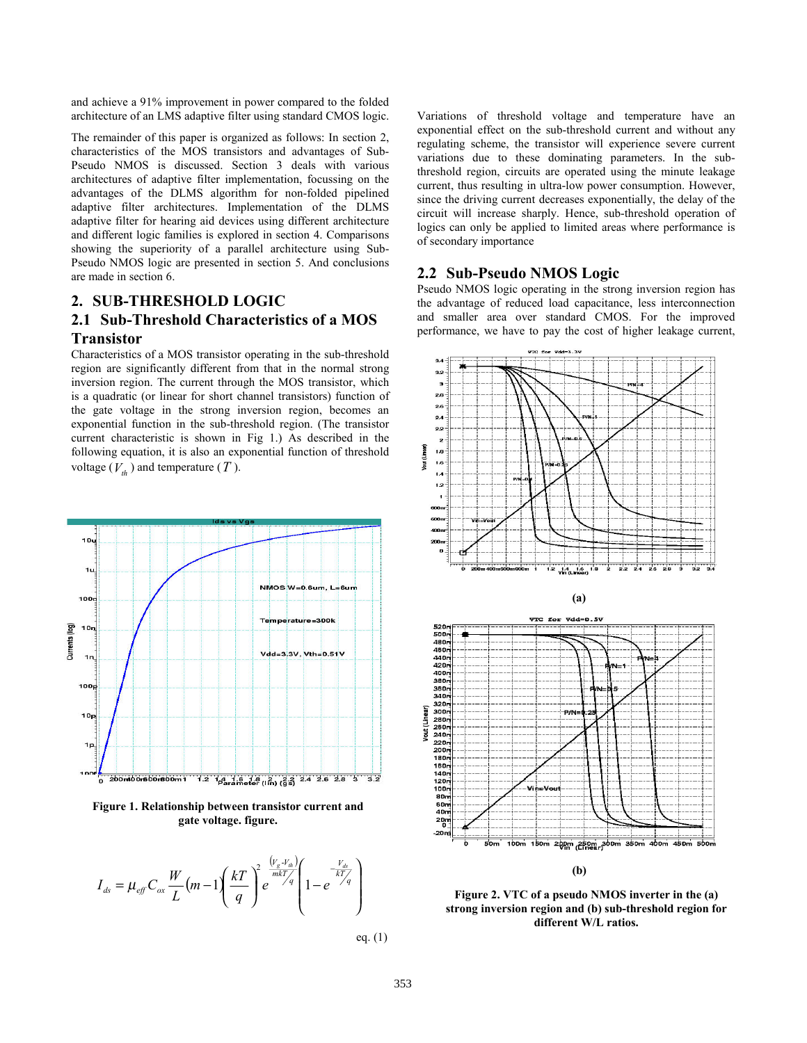and achieve a 91% improvement in power compared to the folded architecture of an LMS adaptive filter using standard CMOS logic.

The remainder of this paper is organized as follows: In section 2, characteristics of the MOS transistors and advantages of Sub-Pseudo NMOS is discussed. Section 3 deals with various architectures of adaptive filter implementation, focussing on the advantages of the DLMS algorithm for non-folded pipelined adaptive filter architectures. Implementation of the DLMS adaptive filter for hearing aid devices using different architecture and different logic families is explored in section 4. Comparisons showing the superiority of a parallel architecture using Sub-Pseudo NMOS logic are presented in section 5. And conclusions are made in section 6.

## 2. SUB-THRESHOLD LOGIC

### 2.1 Sub-Threshold Characteristics of a MOS Transistor

Characteristics of a MOS transistor operating in the sub-threshold region are significantly different from that in the normal strong inversion region. The current through the MOS transistor, which is a quadratic (or linear for short channel transistors) function of the gate voltage in the strong inversion region, becomes an exponential function in the sub-threshold region. (The transistor current characteristic is shown in Fig 1.) As described in the following equation, it is also an exponential function of threshold voltage ($V_{th}$) and temperature ($T$).

**Figure 1. Relationship between transistor current and gate voltage. figure.**

$$I_{ds} = \mu_{eff} C_{ox} \frac{W}{L}(m-1)\left(\frac{kT}{q}\right)^2 e^{\frac{(V_g - V_{th})}{mkT/q}}\left(1 - e^{-\frac{V_{ds}}{kT/q}}\right)$$

eq. (1)

Variations of threshold voltage and temperature have an exponential effect on the sub-threshold current and without any regulating scheme, the transistor will experience severe current variations due to these dominating parameters. In the sub-threshold region, circuits are operated using the minute leakage current, thus resulting in ultra-low power consumption. However, since the driving current decreases exponentially, the delay of the circuit will increase sharply. Hence, sub-threshold operation of logics can only be applied to limited areas where performance is of secondary importance

### 2.2 Sub-Pseudo NMOS Logic

Pseudo NMOS logic operating in the strong inversion region has the advantage of reduced load capacitance, less interconnection and smaller area over standard CMOS. For the improved performance, we have to pay the cost of higher leakage current,

**Figure 2. VTC of a pseudo NMOS inverter in the (a) strong inversion region and (b) sub-threshold region for different W/L ratios.**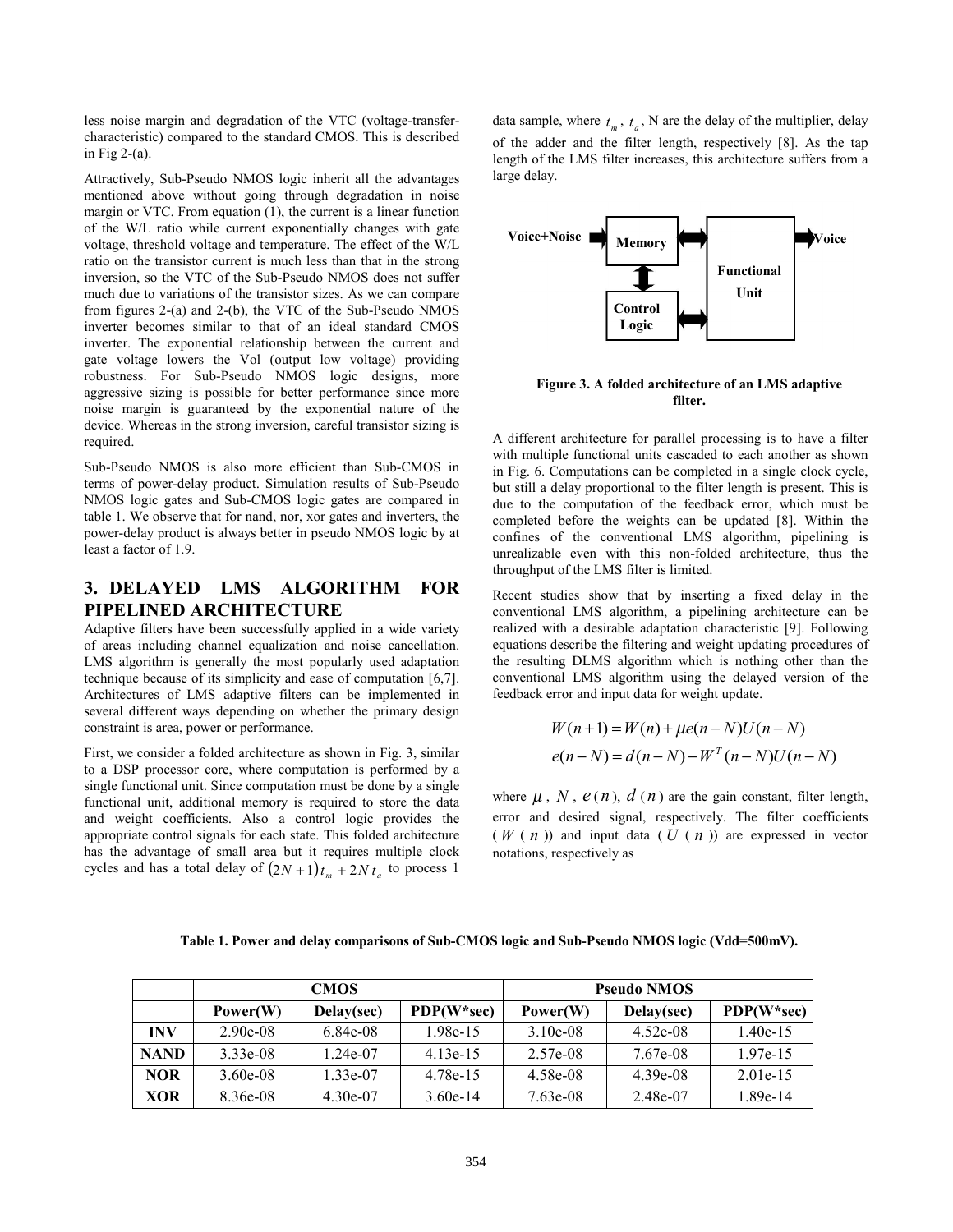less noise margin and degradation of the VTC (voltage-transfer-characteristic) compared to the standard CMOS. This is described in Fig 2-(a).

Attractively, Sub-Pseudo NMOS logic inherit all the advantages mentioned above without going through degradation in noise margin or VTC. From equation (1), the current is a linear function of the W/L ratio while current exponentially changes with gate voltage, threshold voltage and temperature. The effect of the W/L ratio on the transistor current is much less than that in the strong inversion, so the VTC of the Sub-Pseudo NMOS does not suffer much due to variations of the transistor sizes. As we can compare from figures 2-(a) and 2-(b), the VTC of the Sub-Pseudo NMOS inverter becomes similar to that of an ideal standard CMOS inverter. The exponential relationship between the current and gate voltage lowers the Vol (output low voltage) providing robustness. For Sub-Pseudo NMOS logic designs, more aggressive sizing is possible for better performance since more noise margin is guaranteed by the exponential nature of the device. Whereas in the strong inversion, careful transistor sizing is required.

Sub-Pseudo NMOS is also more efficient than Sub-CMOS in terms of power-delay product. Simulation results of Sub-Pseudo NMOS logic gates and Sub-CMOS logic gates are compared in table 1. We observe that for nand, nor, xor gates and inverters, the power-delay product is always better in pseudo NMOS logic by at least a factor of 1.9.

## 3. DELAYED LMS ALGORITHM FOR PIPELINED ARCHITECTURE

Adaptive filters have been successfully applied in a wide variety of areas including channel equalization and noise cancellation. LMS algorithm is generally the most popularly used adaptation technique because of its simplicity and ease of computation [6,7]. Architectures of LMS adaptive filters can be implemented in several different ways depending on whether the primary design constraint is area, power or performance.

First, we consider a folded architecture as shown in Fig. 3, similar to a DSP processor core, where computation is performed by a single functional unit. Since computation must be done by a single functional unit, additional memory is required to store the data and weight coefficients. Also a control logic provides the appropriate control signals for each state. This folded architecture has the advantage of small area but it requires multiple clock cycles and has a total delay of $(2N+1)t_m + 2N t_a$ to process 1 data sample, where $t_m$, $t_a$, N are the delay of the multiplier, delay of the adder and the filter length, respectively [8]. As the tap length of the LMS filter increases, this architecture suffers from a large delay.

Voice+Noise — Memory — Functional Unit — Voice; Control Logic

**Figure 3. A folded architecture of an LMS adaptive filter.**

A different architecture for parallel processing is to have a filter with multiple functional units cascaded to each another as shown in Fig. 6. Computations can be completed in a single clock cycle, but still a delay proportional to the filter length is present. This is due to the computation of the feedback error, which must be completed before the weights can be updated [8]. Within the confines of the conventional LMS algorithm, pipelining is unrealizable even with this non-folded architecture, thus the throughput of the LMS filter is limited.

Recent studies show that by inserting a fixed delay in the conventional LMS algorithm, a pipelining architecture can be realized with a desirable adaptation characteristic [9]. Following equations describe the filtering and weight updating procedures of the resulting DLMS algorithm which is nothing other than the conventional LMS algorithm using the delayed version of the feedback error and input data for weight update.

$$W(n+1) = W(n) + \mu e(n-N)U(n-N)$$
$$e(n-N) = d(n-N) - W^T(n-N)U(n-N)$$

where $\mu$, $N$, $e(n)$, $d(n)$ are the gain constant, filter length, error and desired signal, respectively. The filter coefficients ($W(n)$) and input data ($U(n)$) are expressed in vector notations, respectively as

**Table 1. Power and delay comparisons of Sub-CMOS logic and Sub-Pseudo NMOS logic (Vdd=500mV).**

| | CMOS | | | Pseudo NMOS | | |
|---|---|---|---|---|---|---|
| | Power(W) | Delay(sec) | PDP(W*sec) | Power(W) | Delay(sec) | PDP(W*sec) |
| **INV** | 2.90e-08 | 6.84e-08 | 1.98e-15 | 3.10e-08 | 4.52e-08 | 1.40e-15 |
| **NAND** | 3.33e-08 | 1.24e-07 | 4.13e-15 | 2.57e-08 | 7.67e-08 | 1.97e-15 |
| **NOR** | 3.60e-08 | 1.33e-07 | 4.78e-15 | 4.58e-08 | 4.39e-08 | 2.01e-15 |
| **XOR** | 8.36e-08 | 4.30e-07 | 3.60e-14 | 7.63e-08 | 2.48e-07 | 1.89e-14 |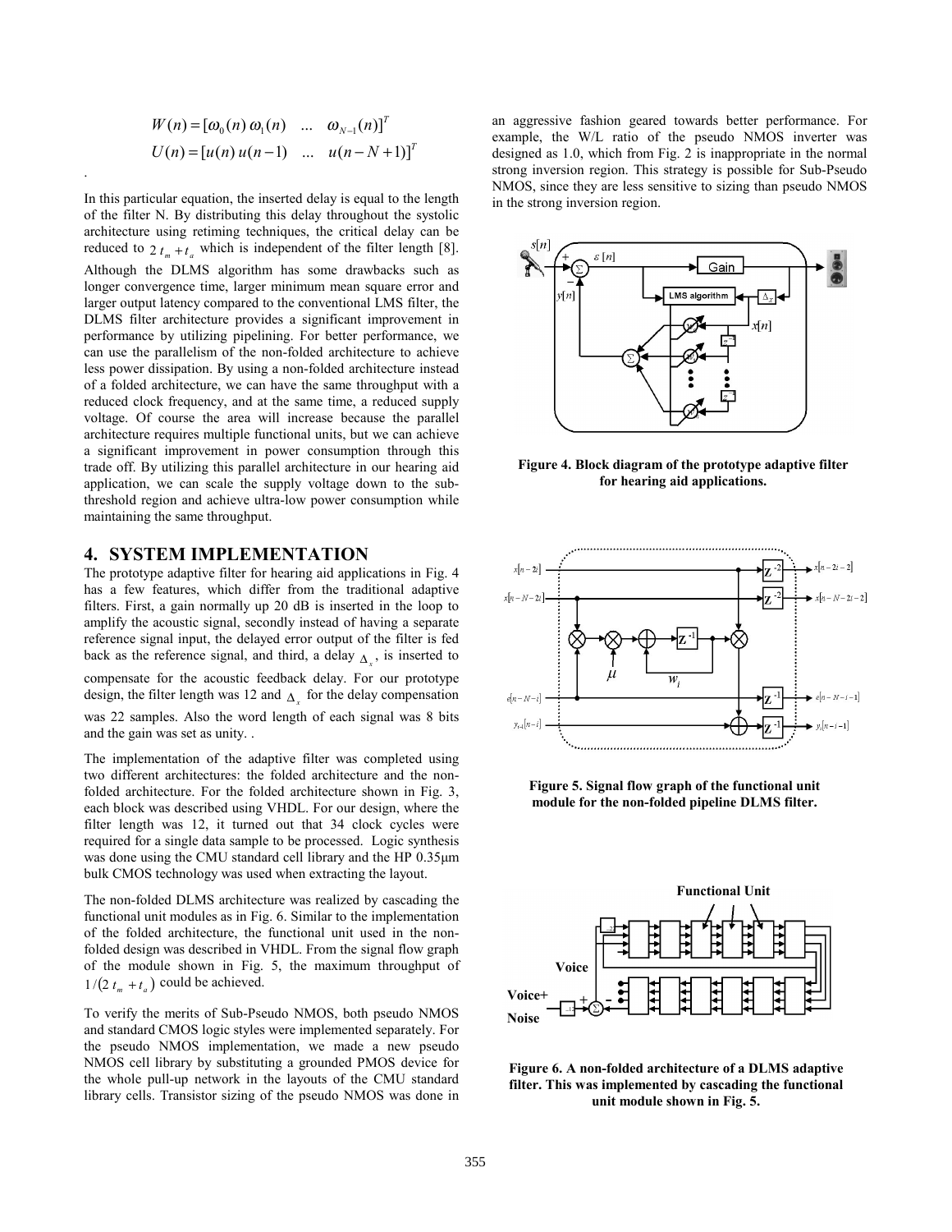$$W(n) = [\omega_0(n)\, \omega_1(n) \quad ... \quad \omega_{N-1}(n)]^T$$

$$U(n) = [u(n)\, u(n-1) \quad ... \quad u(n-N+1)]^T$$

.

In this particular equation, the inserted delay is equal to the length of the filter N. By distributing this delay throughout the systolic architecture using retiming techniques, the critical delay can be reduced to $2\,t_m + t_a$ which is independent of the filter length [8]. Although the DLMS algorithm has some drawbacks such as longer convergence time, larger minimum mean square error and larger output latency compared to the conventional LMS filter, the DLMS filter architecture provides a significant improvement in performance by utilizing pipelining. For better performance, we can use the parallelism of the non-folded architecture to achieve less power dissipation. By using a non-folded architecture instead of a folded architecture, we can have the same throughput with a reduced clock frequency, and at the same time, a reduced supply voltage. Of course the area will increase because the parallel architecture requires multiple functional units, but we can achieve a significant improvement in power consumption through this trade off. By utilizing this parallel architecture in our hearing aid application, we can scale the supply voltage down to the sub-threshold region and achieve ultra-low power consumption while maintaining the same throughput.

## 4. SYSTEM IMPLEMENTATION

The prototype adaptive filter for hearing aid applications in Fig. 4 has a few features, which differ from the traditional adaptive filters. First, a gain normally up 20 dB is inserted in the loop to amplify the acoustic signal, secondly instead of having a separate reference signal input, the delayed error output of the filter is fed back as the reference signal, and third, a delay $\Delta_x$, is inserted to compensate for the acoustic feedback delay. For our prototype design, the filter length was 12 and $\Delta_x$ for the delay compensation was 22 samples. Also the word length of each signal was 8 bits and the gain was set as unity. .

The implementation of the adaptive filter was completed using two different architectures: the folded architecture and the non-folded architecture. For the folded architecture shown in Fig. 3, each block was described using VHDL. For our design, where the filter length was 12, it turned out that 34 clock cycles were required for a single data sample to be processed. Logic synthesis was done using the CMU standard cell library and the HP 0.35μm bulk CMOS technology was used when extracting the layout.

The non-folded DLMS architecture was realized by cascading the functional unit modules as in Fig. 6. Similar to the implementation of the folded architecture, the functional unit used in the non-folded design was described in VHDL. From the signal flow graph of the module shown in Fig. 5, the maximum throughput of $1/(2\,t_m + t_a)$ could be achieved.

To verify the merits of Sub-Pseudo NMOS, both pseudo NMOS and standard CMOS logic styles were implemented separately. For the pseudo NMOS implementation, we made a new pseudo NMOS cell library by substituting a grounded PMOS device for the whole pull-up network in the layouts of the CMU standard library cells. Transistor sizing of the pseudo NMOS was done in an aggressive fashion geared towards better performance. For example, the W/L ratio of the pseudo NMOS inverter was designed as 1.0, which from Fig. 2 is inappropriate in the normal strong inversion region. This strategy is possible for Sub-Pseudo NMOS, since they are less sensitive to sizing than pseudo NMOS in the strong inversion region.

**Figure 4. Block diagram of the prototype adaptive filter for hearing aid applications.**

**Figure 5. Signal flow graph of the functional unit module for the non-folded pipeline DLMS filter.**

**Figure 6. A non-folded architecture of a DLMS adaptive filter. This was implemented by cascading the functional unit module shown in Fig. 5.**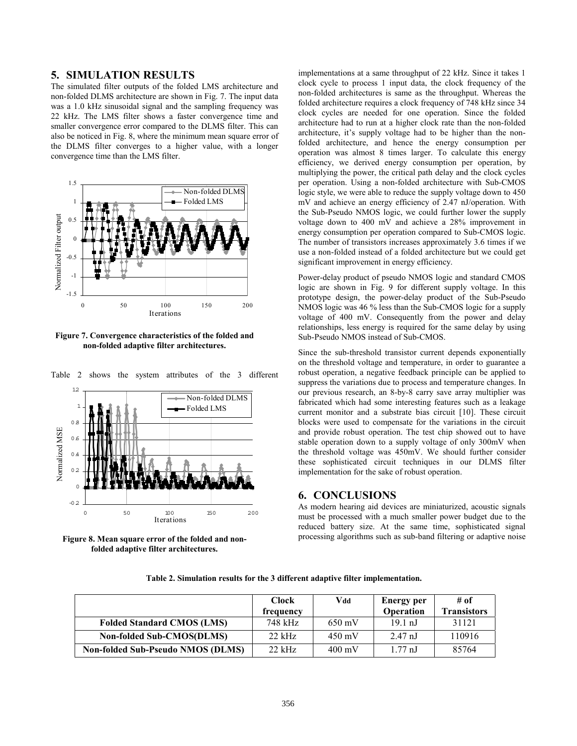## 5. SIMULATION RESULTS

The simulated filter outputs of the folded LMS architecture and non-folded DLMS architecture are shown in Fig. 7. The input data was a 1.0 kHz sinusoidal signal and the sampling frequency was 22 kHz. The LMS filter shows a faster convergence time and smaller convergence error compared to the DLMS filter. This can also be noticed in Fig. 8, where the minimum mean square error of the DLMS filter converges to a higher value, with a longer convergence time than the LMS filter.

**Figure 7. Convergence characteristics of the folded and non-folded adaptive filter architectures.**

**Figure 8. Mean square error of the folded and non-folded adaptive filter architectures.**

Table 2 shows the system attributes of the 3 different implementations at a same throughput of 22 kHz. Since it takes 1 clock cycle to process 1 input data, the clock frequency of the non-folded architectures is same as the throughput. Whereas the folded architecture requires a clock frequency of 748 kHz since 34 clock cycles are needed for one operation. Since the folded architecture had to run at a higher clock rate than the non-folded architecture, it's supply voltage had to be higher than the non-folded architecture, and hence the energy consumption per operation was almost 8 times larger. To calculate this energy efficiency, we derived energy consumption per operation, by multiplying the power, the critical path delay and the clock cycles per operation. Using a non-folded architecture with Sub-CMOS logic style, we were able to reduce the supply voltage down to 450 mV and achieve an energy efficiency of 2.47 nJ/operation. With the Sub-Pseudo NMOS logic, we could further lower the supply voltage down to 400 mV and achieve a 28% improvement in energy consumption per operation compared to Sub-CMOS logic. The number of transistors increases approximately 3.6 times if we use a non-folded instead of a folded architecture but we could get significant improvement in energy efficiency.

Power-delay product of pseudo NMOS logic and standard CMOS logic are shown in Fig. 9 for different supply voltage. In this prototype design, the power-delay product of the Sub-Pseudo NMOS logic was 46 % less than the Sub-CMOS logic for a supply voltage of 400 mV. Consequently from the power and delay relationships, less energy is required for the same delay by using Sub-Pseudo NMOS instead of Sub-CMOS.

Since the sub-threshold transistor current depends exponentially on the threshold voltage and temperature, in order to guarantee a robust operation, a negative feedback principle can be applied to suppress the variations due to process and temperature changes. In our previous research, an 8-by-8 carry save array multiplier was fabricated which had some interesting features such as a leakage current monitor and a substrate bias circuit [10]. These circuit blocks were used to compensate for the variations in the circuit and provide robust operation. The test chip showed out to have stable operation down to a supply voltage of only 300mV when the threshold voltage was 450mV. We should further consider these sophisticated circuit techniques in our DLMS filter implementation for the sake of robust operation.

## 6. CONCLUSIONS

As modern hearing aid devices are miniaturized, acoustic signals must be processed with a much smaller power budget due to the reduced battery size. At the same time, sophisticated signal processing algorithms such as sub-band filtering or adaptive noise

**Table 2. Simulation results for the 3 different adaptive filter implementation.**

| | Clock frequency | $V_{dd}$ | Energy per Operation | # of Transistors |
|---|---|---|---|---|
| **Folded Standard CMOS (LMS)** | 748 kHz | 650 mV | 19.1 nJ | 31121 |
| **Non-folded Sub-CMOS(DLMS)** | 22 kHz | 450 mV | 2.47 nJ | 110916 |
| **Non-folded Sub-Pseudo NMOS (DLMS)** | 22 kHz | 400 mV | 1.77 nJ | 85764 |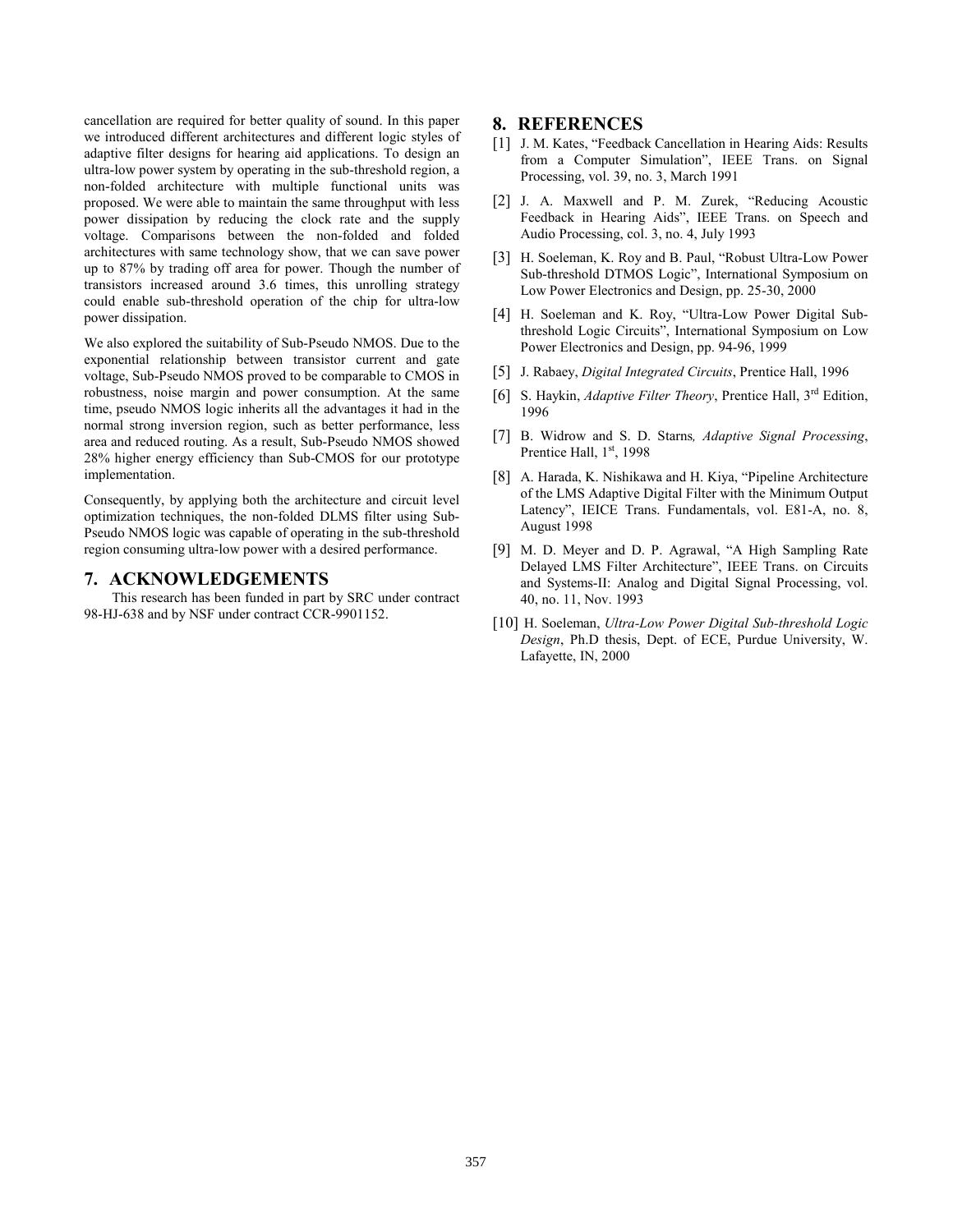cancellation are required for better quality of sound. In this paper we introduced different architectures and different logic styles of adaptive filter designs for hearing aid applications. To design an ultra-low power system by operating in the sub-threshold region, a non-folded architecture with multiple functional units was proposed. We were able to maintain the same throughput with less power dissipation by reducing the clock rate and the supply voltage. Comparisons between the non-folded and folded architectures with same technology show, that we can save power up to 87% by trading off area for power. Though the number of transistors increased around 3.6 times, this unrolling strategy could enable sub-threshold operation of the chip for ultra-low power dissipation.

We also explored the suitability of Sub-Pseudo NMOS. Due to the exponential relationship between transistor current and gate voltage, Sub-Pseudo NMOS proved to be comparable to CMOS in robustness, noise margin and power consumption. At the same time, pseudo NMOS logic inherits all the advantages it had in the normal strong inversion region, such as better performance, less area and reduced routing. As a result, Sub-Pseudo NMOS showed 28% higher energy efficiency than Sub-CMOS for our prototype implementation.

Consequently, by applying both the architecture and circuit level optimization techniques, the non-folded DLMS filter using Sub-Pseudo NMOS logic was capable of operating in the sub-threshold region consuming ultra-low power with a desired performance.

## 7. ACKNOWLEDGEMENTS

This research has been funded in part by SRC under contract 98-HJ-638 and by NSF under contract CCR-9901152.

## 8. REFERENCES

[1] J. M. Kates, "Feedback Cancellation in Hearing Aids: Results from a Computer Simulation", IEEE Trans. on Signal Processing, vol. 39, no. 3, March 1991

[2] J. A. Maxwell and P. M. Zurek, "Reducing Acoustic Feedback in Hearing Aids", IEEE Trans. on Speech and Audio Processing, col. 3, no. 4, July 1993

[3] H. Soeleman, K. Roy and B. Paul, "Robust Ultra-Low Power Sub-threshold DTMOS Logic", International Symposium on Low Power Electronics and Design, pp. 25-30, 2000

[4] H. Soeleman and K. Roy, "Ultra-Low Power Digital Sub-threshold Logic Circuits", International Symposium on Low Power Electronics and Design, pp. 94-96, 1999

[5] J. Rabaey, *Digital Integrated Circuits*, Prentice Hall, 1996

[6] S. Haykin, *Adaptive Filter Theory*, Prentice Hall, 3rd Edition, 1996

[7] B. Widrow and S. D. Starns, *Adaptive Signal Processing*, Prentice Hall, 1st, 1998

[8] A. Harada, K. Nishikawa and H. Kiya, "Pipeline Architecture of the LMS Adaptive Digital Filter with the Minimum Output Latency", IEICE Trans. Fundamentals, vol. E81-A, no. 8, August 1998

[9] M. D. Meyer and D. P. Agrawal, "A High Sampling Rate Delayed LMS Filter Architecture", IEEE Trans. on Circuits and Systems-II: Analog and Digital Signal Processing, vol. 40, no. 11, Nov. 1993

[10] H. Soeleman, *Ultra-Low Power Digital Sub-threshold Logic Design*, Ph.D thesis, Dept. of ECE, Purdue University, W. Lafayette, IN, 2000